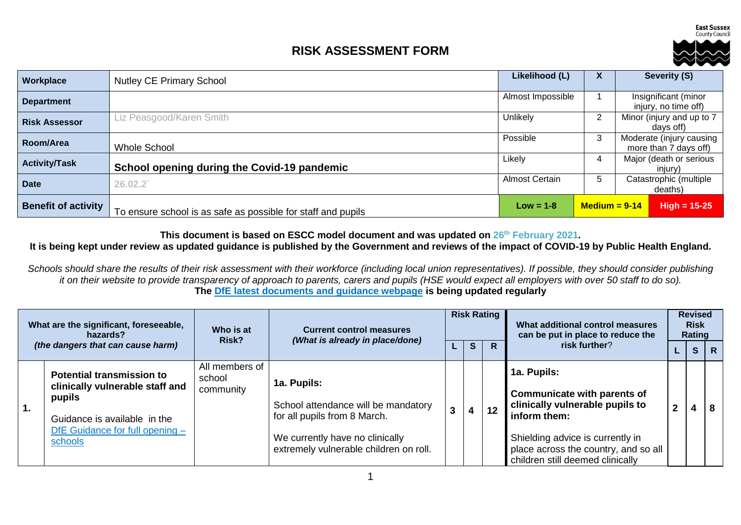# RISK ASSESSMENT FORM

East Sussex County Council

| Workplace | Nutley CE Primary School | Likelihood (L) | X | Severity (S) |
|---|---|---|---|---|
| Department | | Almost Impossible | 1 | Insignificant (minor injury, no time off) |
| Risk Assessor | Liz Peasgood/Karen Smith | Unlikely | 2 | Minor (injury and up to 7 days off) |
| Room/Area | Whole School | Possible | 3 | Moderate (injury causing more than 7 days off) |
| Activity/Task | **School opening during the Covid-19 pandemic** | Likely | 4 | Major (death or serious injury) |
| Date | 26.02.2` | Almost Certain | 5 | Catastrophic (multiple deaths) |
| Benefit of activity | To ensure school is as safe as possible for staff and pupils | **Low = 1-8** | **Medium = 9-14** | **High = 15-25** |

**This document is based on ESCC model document and was updated on 26th February 2021.**
**It is being kept under review as updated guidance is published by the Government and reviews of the impact of COVID-19 by Public Health England.**

*Schools should share the results of their risk assessment with their workforce (including local union representatives). If possible, they should consider publishing it on their website to provide transparency of approach to parents, carers and pupils (HSE would expect all employers with over 50 staff to do so).*
**The DfE latest documents and guidance webpage is being updated regularly**

| | What are the significant, foreseeable, hazards? *(the dangers that can cause harm)* | Who is at Risk? | Current control measures *(What is already in place/done)* | Risk Rating L | S | R | What additional control measures can be put in place to reduce the risk further? | Revised Risk Rating L | S | R |
|---|---|---|---|---|---|---|---|---|---|---|
| **1.** | **Potential transmission to clinically vulnerable staff and pupils**<br><br>Guidance is available in the DfE Guidance for full opening – schools | All members of school community | **1a. Pupils:**<br><br>School attendance will be mandatory for all pupils from 8 March.<br><br>We currently have no clinically extremely vulnerable children on roll. | 3 | 4 | 12 | **1a. Pupils:**<br><br>**Communicate with parents of clinically vulnerable pupils to inform them:**<br><br>Shielding advice is currently in place across the country, and so all children still deemed clinically | 2 | 4 | 8 |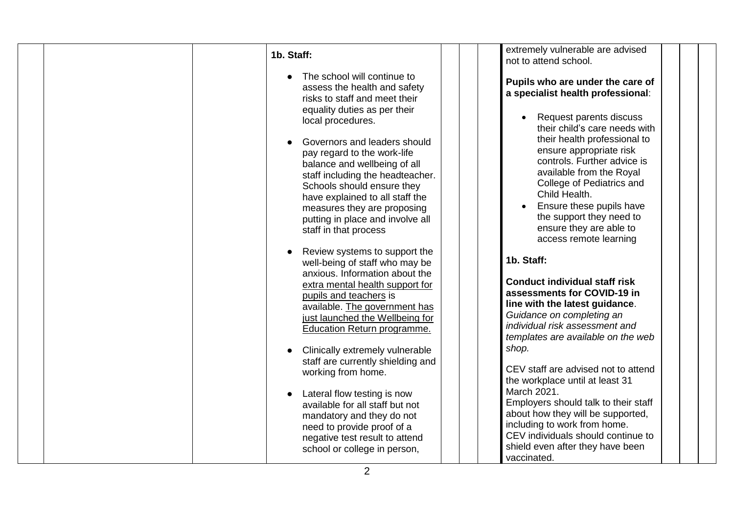| | | | | | | | | | | |
|---|---|---|---|---|---|---|---|---|---|---|
| | | | **1b. Staff:**<br><br>● The school will continue to assess the health and safety risks to staff and meet their equality duties as per their local procedures.<br><br>● Governors and leaders should pay regard to the work-life balance and wellbeing of all staff including the headteacher. Schools should ensure they have explained to all staff the measures they are proposing putting in place and involve all staff in that process<br><br>● Review systems to support the well-being of staff who may be anxious. Information about the extra mental health support for pupils and teachers is available. The government has just launched the Wellbeing for Education Return programme.<br><br>● Clinically extremely vulnerable staff are currently shielding and working from home.<br><br>● Lateral flow testing is now available for all staff but not mandatory and they do not need to provide proof of a negative test result to attend school or college in person, | | | | extremely vulnerable are advised not to attend school.<br><br>**Pupils who are under the care of a specialist health professional**:<br><br>• Request parents discuss their child's care needs with their health professional to ensure appropriate risk controls. Further advice is available from the Royal College of Pediatrics and Child Health.<br>• Ensure these pupils have the support they need to ensure they are able to access remote learning<br><br>**1b. Staff:**<br><br>**Conduct individual staff risk assessments for COVID-19 in line with the latest guidance**. *Guidance on completing an individual risk assessment and templates are available on the web shop.*<br><br>CEV staff are advised not to attend the workplace until at least 31 March 2021.<br>Employers should talk to their staff about how they will be supported, including to work from home.<br>CEV individuals should continue to shield even after they have been vaccinated. | | | |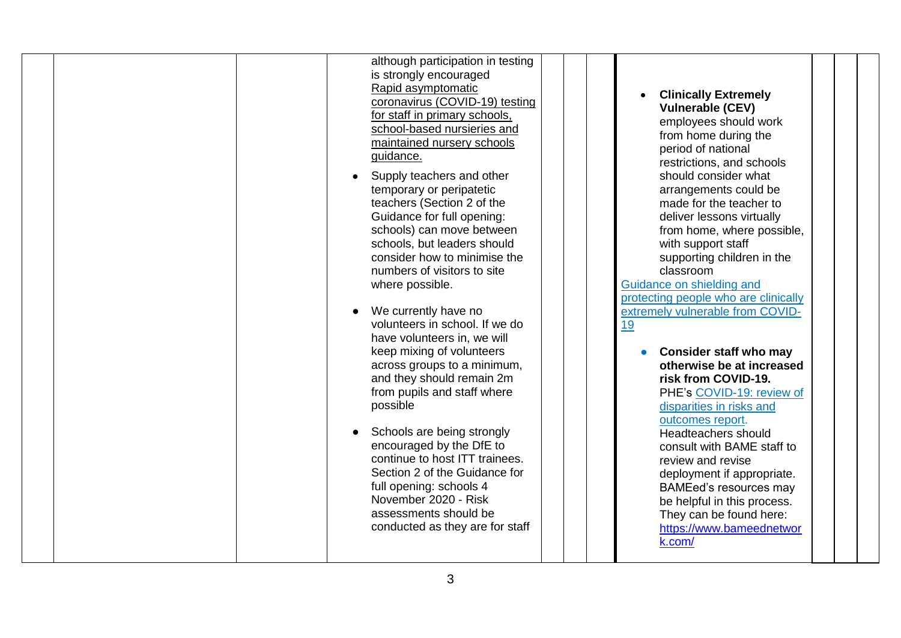| | | | | | | | | | |
|---|---|---|---|---|---|---|---|---|---|
| | | | although participation in testing is strongly encouraged<br>Rapid asymptomatic coronavirus (COVID-19) testing for staff in primary schools, school-based nurseries and maintained nursery schools guidance.<br><br>• Supply teachers and other temporary or peripatetic teachers (Section 2 of the Guidance for full opening: schools) can move between schools, but leaders should consider how to minimise the numbers of visitors to site where possible.<br><br>• We currently have no volunteers in school. If we do have volunteers in, we will keep mixing of volunteers across groups to a minimum, and they should remain 2m from pupils and staff where possible<br><br>• Schools are being strongly encouraged by the DfE to continue to host ITT trainees. Section 2 of the Guidance for full opening: schools 4 November 2020 - Risk assessments should be conducted as they are for staff | | | • **Clinically Extremely Vulnerable (CEV)** employees should work from home during the period of national restrictions, and schools should consider what arrangements could be made for the teacher to deliver lessons virtually from home, where possible, with support staff supporting children in the classroom<br>Guidance on shielding and protecting people who are clinically extremely vulnerable from COVID-19<br><br>• **Consider staff who may otherwise be at increased risk from COVID-19.** PHE's COVID-19: review of disparities in risks and outcomes report. Headteachers should consult with BAME staff to review and revise deployment if appropriate. BAMEed's resources may be helpful in this process. They can be found here: https://www.bameednetwork.com/ | | | |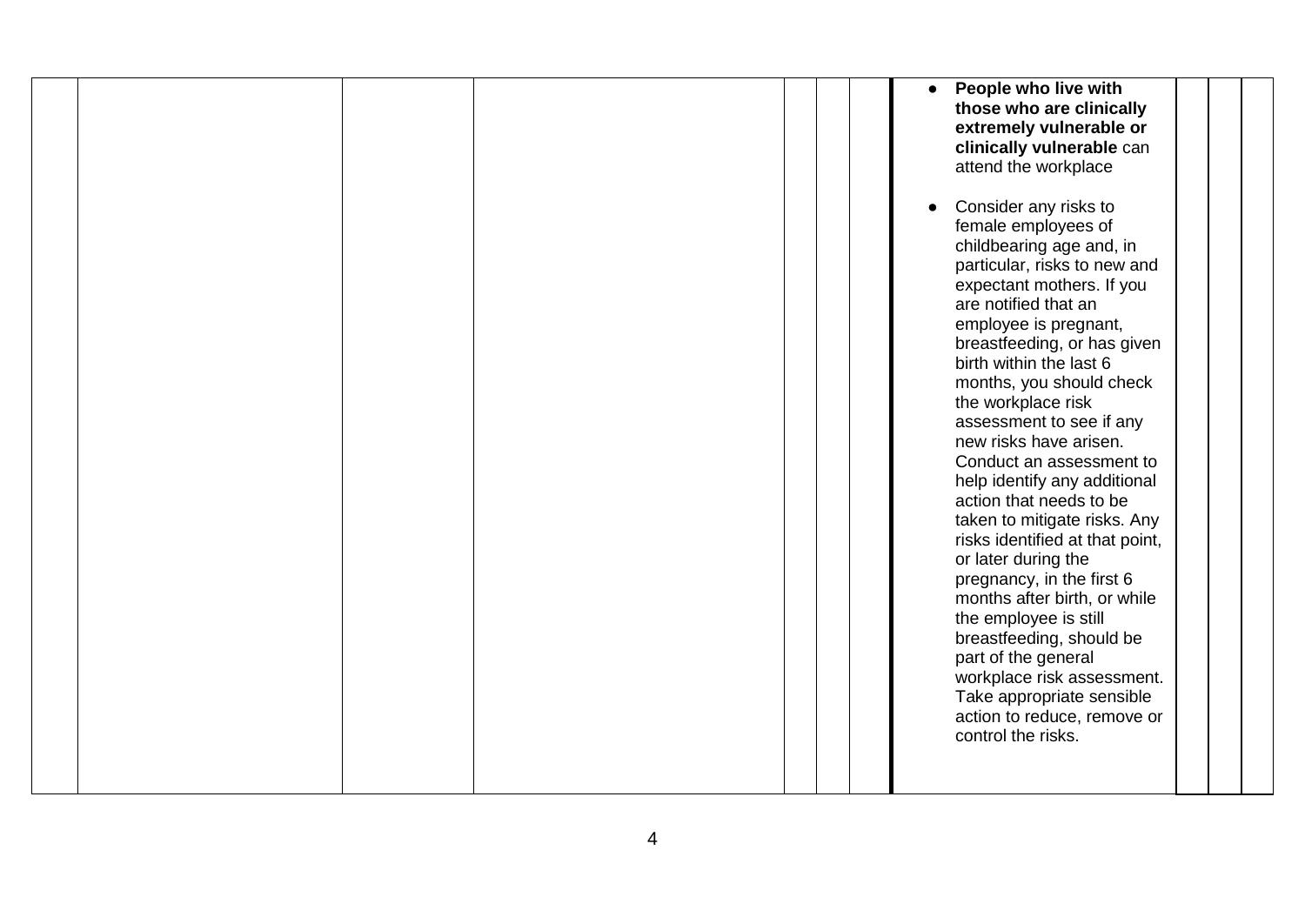| | | | | | | | | | | |
|---|---|---|---|---|---|---|---|---|---|---|
| | | | | | | | • **People who live with those who are clinically extremely vulnerable or clinically vulnerable** can attend the workplace<br><br>• Consider any risks to female employees of childbearing age and, in particular, risks to new and expectant mothers. If you are notified that an employee is pregnant, breastfeeding, or has given birth within the last 6 months, you should check the workplace risk assessment to see if any new risks have arisen. Conduct an assessment to help identify any additional action that needs to be taken to mitigate risks. Any risks identified at that point, or later during the pregnancy, in the first 6 months after birth, or while the employee is still breastfeeding, should be part of the general workplace risk assessment. Take appropriate sensible action to reduce, remove or control the risks. | | | |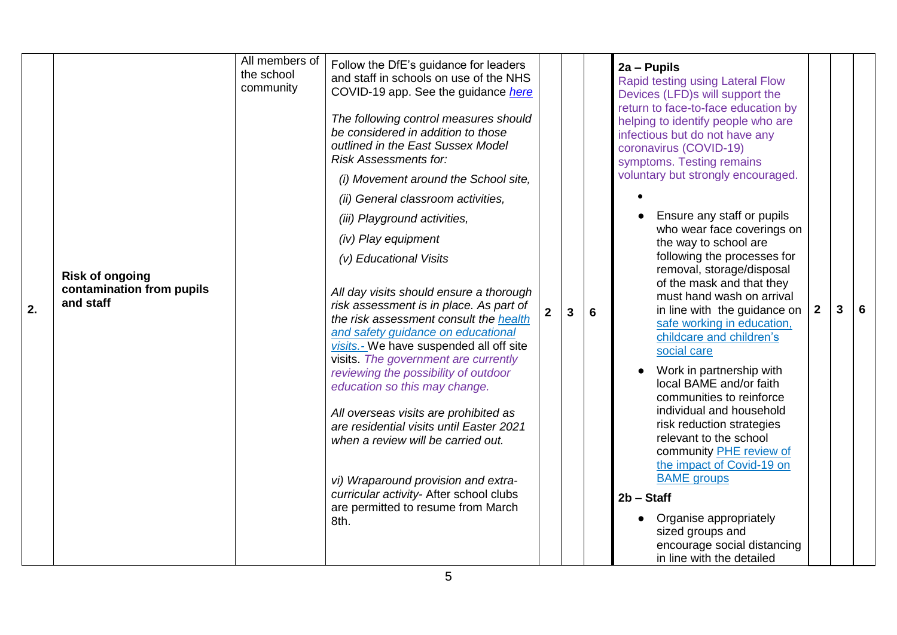| 2. | **Risk of ongoing contamination from pupils and staff** | All members of the school community | Follow the DfE's guidance for leaders and staff in schools on use of the NHS COVID-19 app. See the guidance *[here](#)*<br><br>*The following control measures should be considered in addition to those outlined in the East Sussex Model Risk Assessments for:*<br><br>*(i) Movement around the School site,*<br>*(ii) General classroom activities,*<br>*(iii) Playground activities,*<br>*(iv) Play equipment*<br>*(v) Educational Visits*<br><br>*All day visits should ensure a thorough risk assessment is in place. As part of the risk assessment consult the [health and safety guidance on educational visits.-](#)* We have suspended all off site visits. *The government are currently reviewing the possibility of outdoor education so this may change.*<br><br>*All overseas visits are prohibited as are residential visits until Easter 2021 when a review will be carried out.*<br><br>*vi) Wraparound provision and extra-curricular activity-* After school clubs are permitted to resume from March 8th. | **2** | **3** | **6** | **2a – Pupils**<br>Rapid testing using Lateral Flow Devices (LFD)s will support the return to face-to-face education by helping to identify people who are infectious but do not have any coronavirus (COVID-19) symptoms. Testing remains voluntary but strongly encouraged.<br><br>•<br>• Ensure any staff or pupils who wear face coverings on the way to school are following the processes for removal, storage/disposal of the mask and that they must hand wash on arrival in line with the guidance on [safe working in education, childcare and children's social care](#)<br>• Work in partnership with local BAME and/or faith communities to reinforce individual and household risk reduction strategies relevant to the school community [PHE review of the impact of Covid-19 on BAME groups](#)<br><br>**2b – Staff**<br><br>• Organise appropriately sized groups and encourage social distancing in line with the detailed | **2** | **3** | **6** |
|---|---|---|---|---|---|---|---|---|---|---|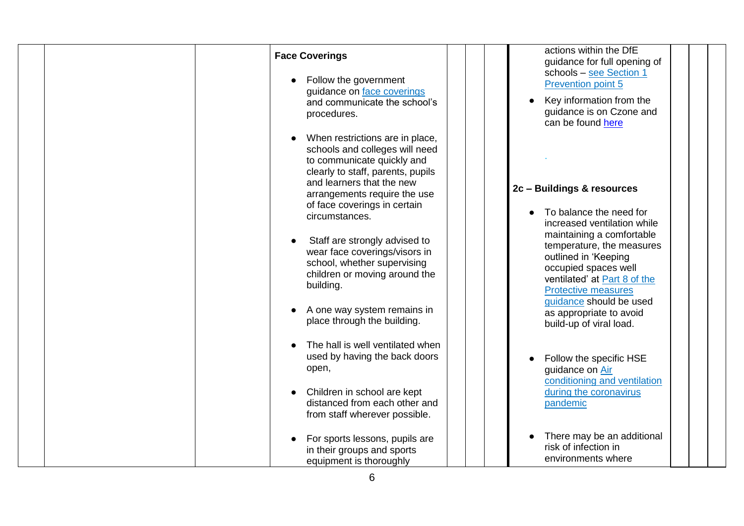| | | | | | | | | | |
|---|---|---|---|---|---|---|---|---|---|
| | | | **Face Coverings**<br><br>● Follow the government guidance on [face coverings](#) and communicate the school's procedures.<br><br>● When restrictions are in place, schools and colleges will need to communicate quickly and clearly to staff, parents, pupils and learners that the new arrangements require the use of face coverings in certain circumstances.<br><br>● Staff are strongly advised to wear face coverings/visors in school, whether supervising children or moving around the building.<br><br>● A one way system remains in place through the building.<br><br>● The hall is well ventilated when used by having the back doors open,<br><br>● Children in school are kept distanced from each other and from staff wherever possible.<br><br>● For sports lessons, pupils are in their groups and sports equipment is thoroughly | | | | actions within the DfE guidance for full opening of schools – [see Section 1 Prevention point 5](#)<br><br>● Key information from the guidance is on Czone and can be found [here](#)<br><br>.<br><br>**2c – Buildings & resources**<br><br>● To balance the need for increased ventilation while maintaining a comfortable temperature, the measures outlined in 'Keeping occupied spaces well ventilated' at [Part 8 of the Protective measures guidance](#) should be used as appropriate to avoid build-up of viral load.<br><br>● Follow the specific HSE guidance on [Air conditioning and ventilation during the coronavirus pandemic](#)<br><br>● There may be an additional risk of infection in environments where | | | |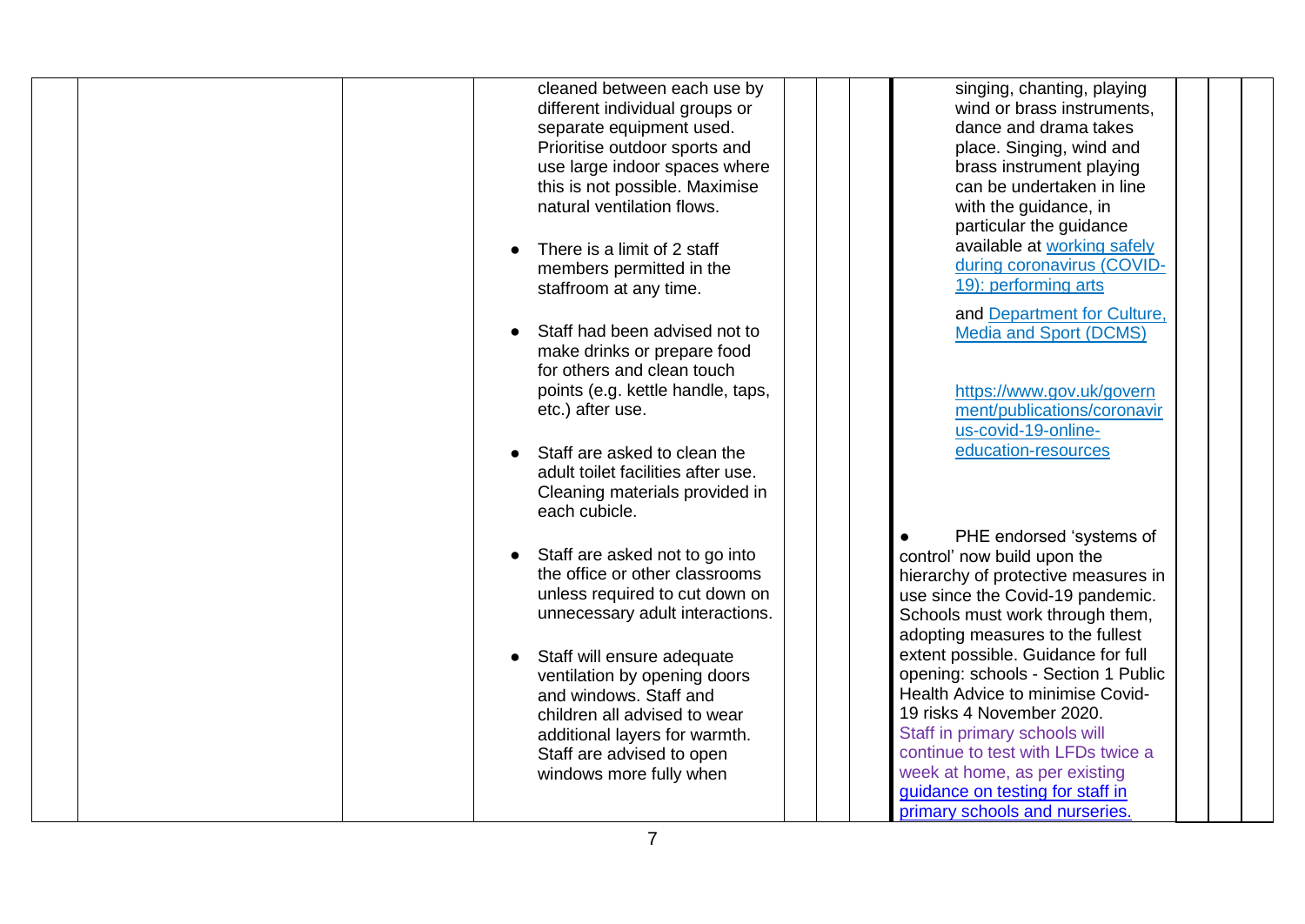|  |  |  | cleaned between each use by different individual groups or separate equipment used. Prioritise outdoor sports and use large indoor spaces where this is not possible. Maximise natural ventilation flows.<br><br>● There is a limit of 2 staff members permitted in the staffroom at any time.<br><br>● Staff had been advised not to make drinks or prepare food for others and clean touch points (e.g. kettle handle, taps, etc.) after use.<br><br>● Staff are asked to clean the adult toilet facilities after use. Cleaning materials provided in each cubicle.<br><br>● Staff are asked not to go into the office or other classrooms unless required to cut down on unnecessary adult interactions.<br><br>● Staff will ensure adequate ventilation by opening doors and windows. Staff and children all advised to wear additional layers for warmth. Staff are advised to open windows more fully when |  |  |  | singing, chanting, playing wind or brass instruments, dance and drama takes place. Singing, wind and brass instrument playing can be undertaken in line with the guidance, in particular the guidance available at [working safely during coronavirus (COVID-19): performing arts]()<br><br>and [Department for Culture, Media and Sport (DCMS)]()<br><br>[https://www.gov.uk/government/publications/coronavirus-covid-19-online-education-resources](https://www.gov.uk/government/publications/coronavirus-covid-19-online-education-resources)<br><br>● PHE endorsed 'systems of control' now build upon the hierarchy of protective measures in use since the Covid-19 pandemic. Schools must work through them, adopting measures to the fullest extent possible. Guidance for full opening: schools - Section 1 Public Health Advice to minimise Covid-19 risks 4 November 2020.<br>Staff in primary schools will continue to test with LFDs twice a week at home, as per existing [guidance on testing for staff in primary schools and nurseries.]() |  |  |  |
|---|---|---|---|---|---|---|---|---|---|---|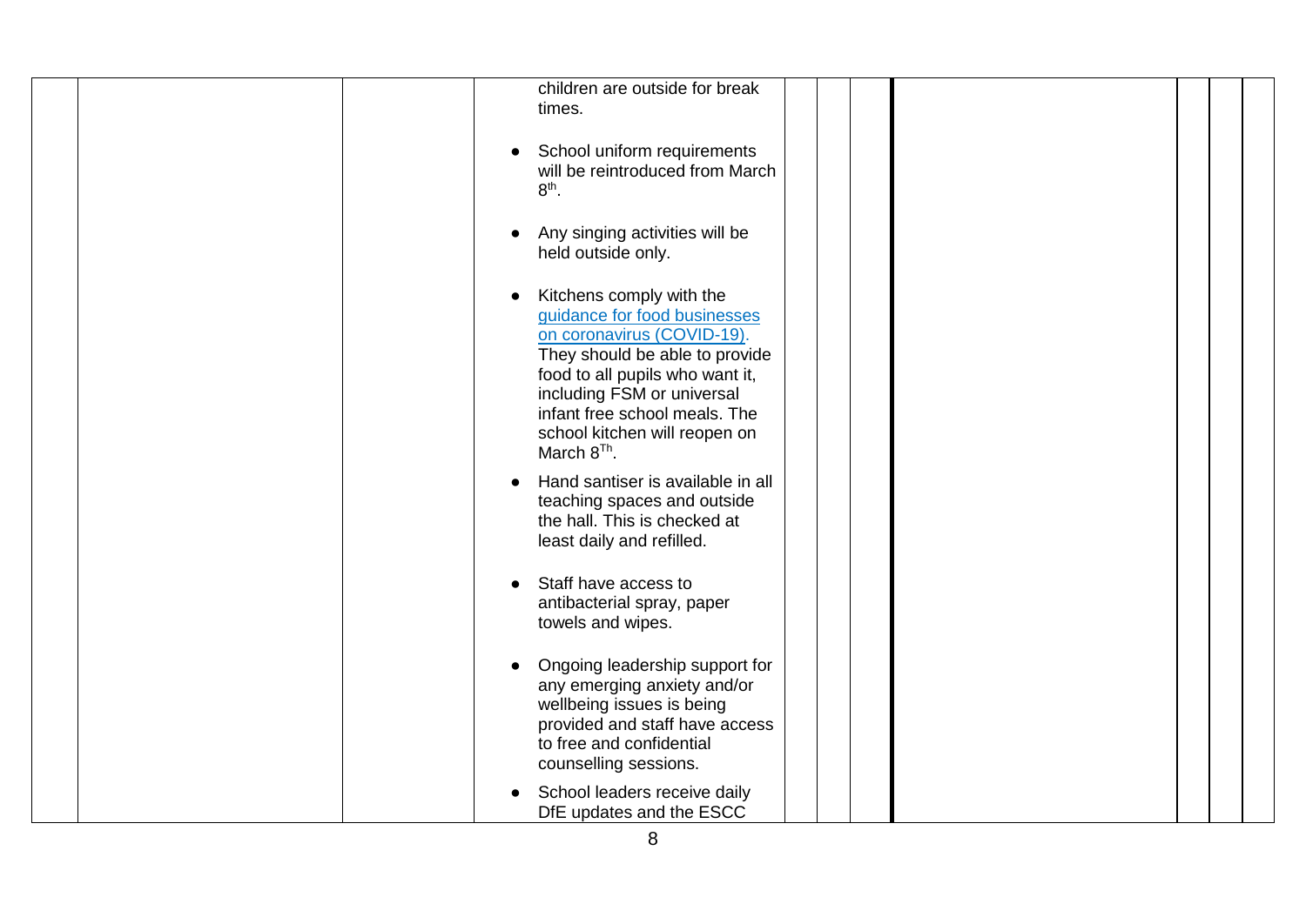| | | | | | | | | | |
|---|---|---|---|---|---|---|---|---|---|
| | | | children are outside for break times.<br><br>● School uniform requirements will be reintroduced from March 8th.<br><br>● Any singing activities will be held outside only.<br><br>● Kitchens comply with the [guidance for food businesses on coronavirus (COVID-19)](). They should be able to provide food to all pupils who want it, including FSM or universal infant free school meals. The school kitchen will reopen on March 8Th.<br><br>● Hand santiser is available in all teaching spaces and outside the hall. This is checked at least daily and refilled.<br><br>● Staff have access to antibacterial spray, paper towels and wipes.<br><br>● Ongoing leadership support for any emerging anxiety and/or wellbeing issues is being provided and staff have access to free and confidential counselling sessions.<br><br>● School leaders receive daily DfE updates and the ESCC | | | | | | |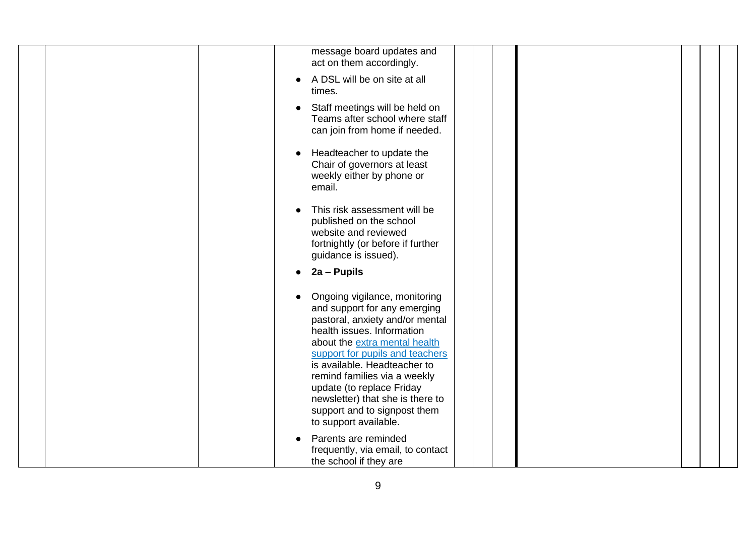| | | | | | | | | | | |
|---|---|---|---|---|---|---|---|---|---|---|
| | | | message board updates and act on them accordingly.<br><br>• A DSL will be on site at all times.<br><br>• Staff meetings will be held on Teams after school where staff can join from home if needed.<br><br>• Headteacher to update the Chair of governors at least weekly either by phone or email.<br><br>• This risk assessment will be published on the school website and reviewed fortnightly (or before if further guidance is issued).<br><br>• **2a – Pupils**<br><br>• Ongoing vigilance, monitoring and support for any emerging pastoral, anxiety and/or mental health issues. Information about the extra mental health support for pupils and teachers is available. Headteacher to remind families via a weekly update (to replace Friday newsletter) that she is there to support and to signpost them to support available.<br><br>• Parents are reminded frequently, via email, to contact the school if they are | | | | | | | |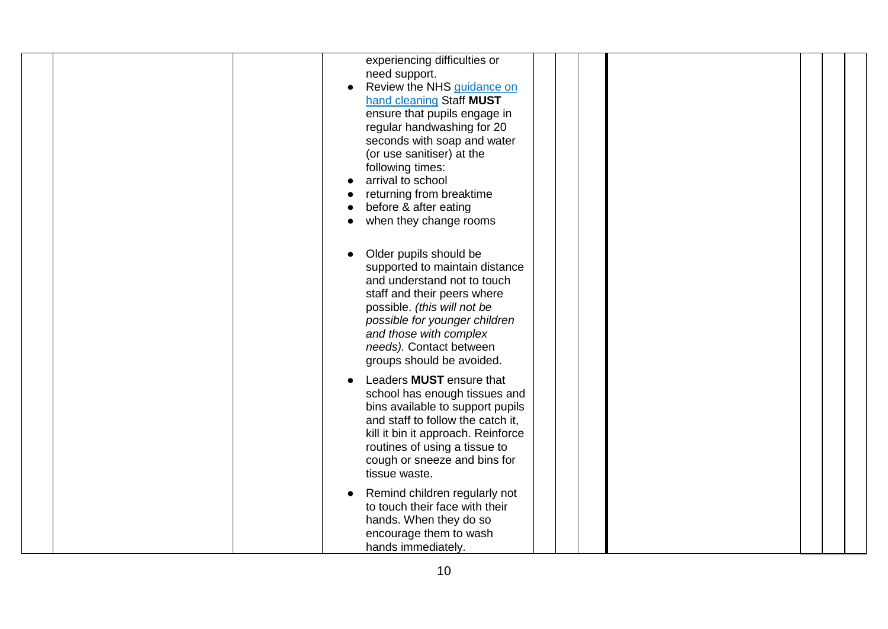| | | | | | | | | | | |
|---|---|---|---|---|---|---|---|---|---|---|
| | | | experiencing difficulties or need support.<br>● Review the NHS guidance on hand cleaning Staff **MUST** ensure that pupils engage in regular handwashing for 20 seconds with soap and water (or use sanitiser) at the following times:<br>● arrival to school<br>● returning from breaktime<br>● before & after eating<br>● when they change rooms<br><br>● Older pupils should be supported to maintain distance and understand not to touch staff and their peers where possible. *(this will not be possible for younger children and those with complex needs).* Contact between groups should be avoided.<br>● Leaders **MUST** ensure that school has enough tissues and bins available to support pupils and staff to follow the catch it, kill it bin it approach. Reinforce routines of using a tissue to cough or sneeze and bins for tissue waste.<br>● Remind children regularly not to touch their face with their hands. When they do so encourage them to wash hands immediately. | | | | | | | |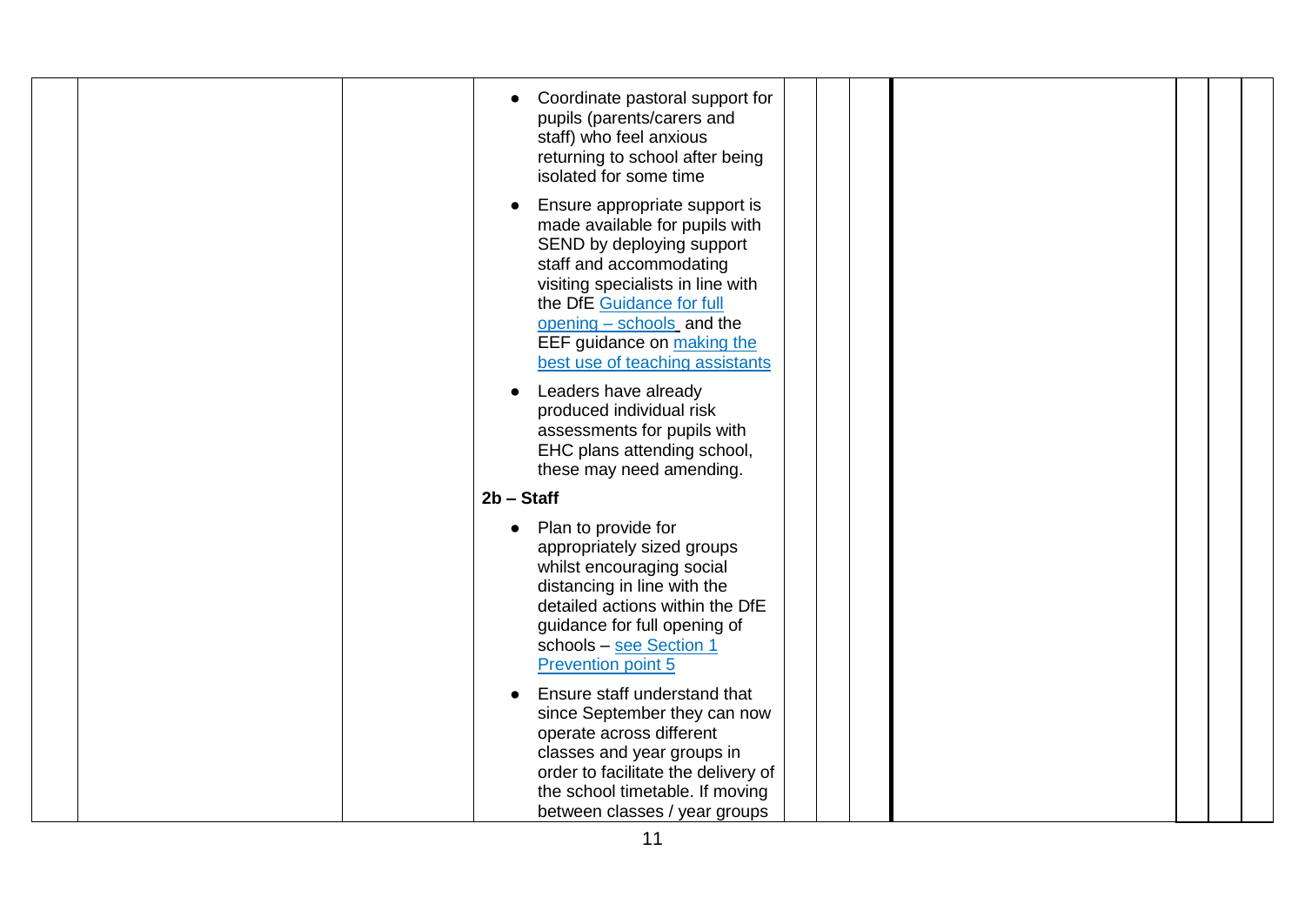| | | | | | | | | | |
|---|---|---|---|---|---|---|---|---|---|
| | | | • Coordinate pastoral support for pupils (parents/carers and staff) who feel anxious returning to school after being isolated for some time<br><br>• Ensure appropriate support is made available for pupils with SEND by deploying support staff and accommodating visiting specialists in line with the DfE Guidance for full opening – schools and the EEF guidance on making the best use of teaching assistants<br><br>• Leaders have already produced individual risk assessments for pupils with EHC plans attending school, these may need amending.<br><br>**2b – Staff**<br><br>• Plan to provide for appropriately sized groups whilst encouraging social distancing in line with the detailed actions within the DfE guidance for full opening of schools – see Section 1 Prevention point 5<br><br>• Ensure staff understand that since September they can now operate across different classes and year groups in order to facilitate the delivery of the school timetable. If moving between classes / year groups | | | | | | |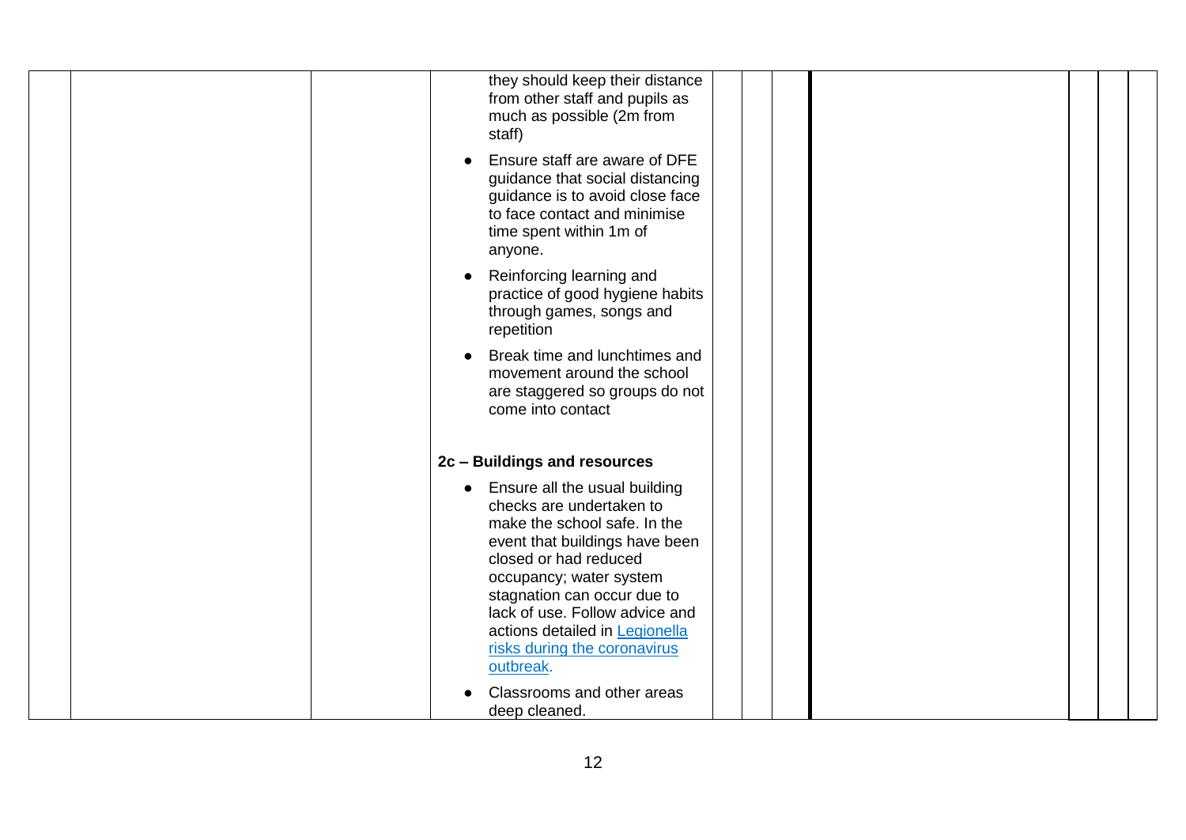| | | | | | | | | | |
|---|---|---|---|---|---|---|---|---|---|
| | | | they should keep their distance from other staff and pupils as much as possible (2m from staff)<br>• Ensure staff are aware of DFE guidance that social distancing guidance is to avoid close face to face contact and minimise time spent within 1m of anyone.<br>• Reinforcing learning and practice of good hygiene habits through games, songs and repetition<br>• Break time and lunchtimes and movement around the school are staggered so groups do not come into contact<br><br>**2c – Buildings and resources**<br>• Ensure all the usual building checks are undertaken to make the school safe. In the event that buildings have been closed or had reduced occupancy; water system stagnation can occur due to lack of use. Follow advice and actions detailed in Legionella risks during the coronavirus outbreak.<br>• Classrooms and other areas deep cleaned. | | | | | | |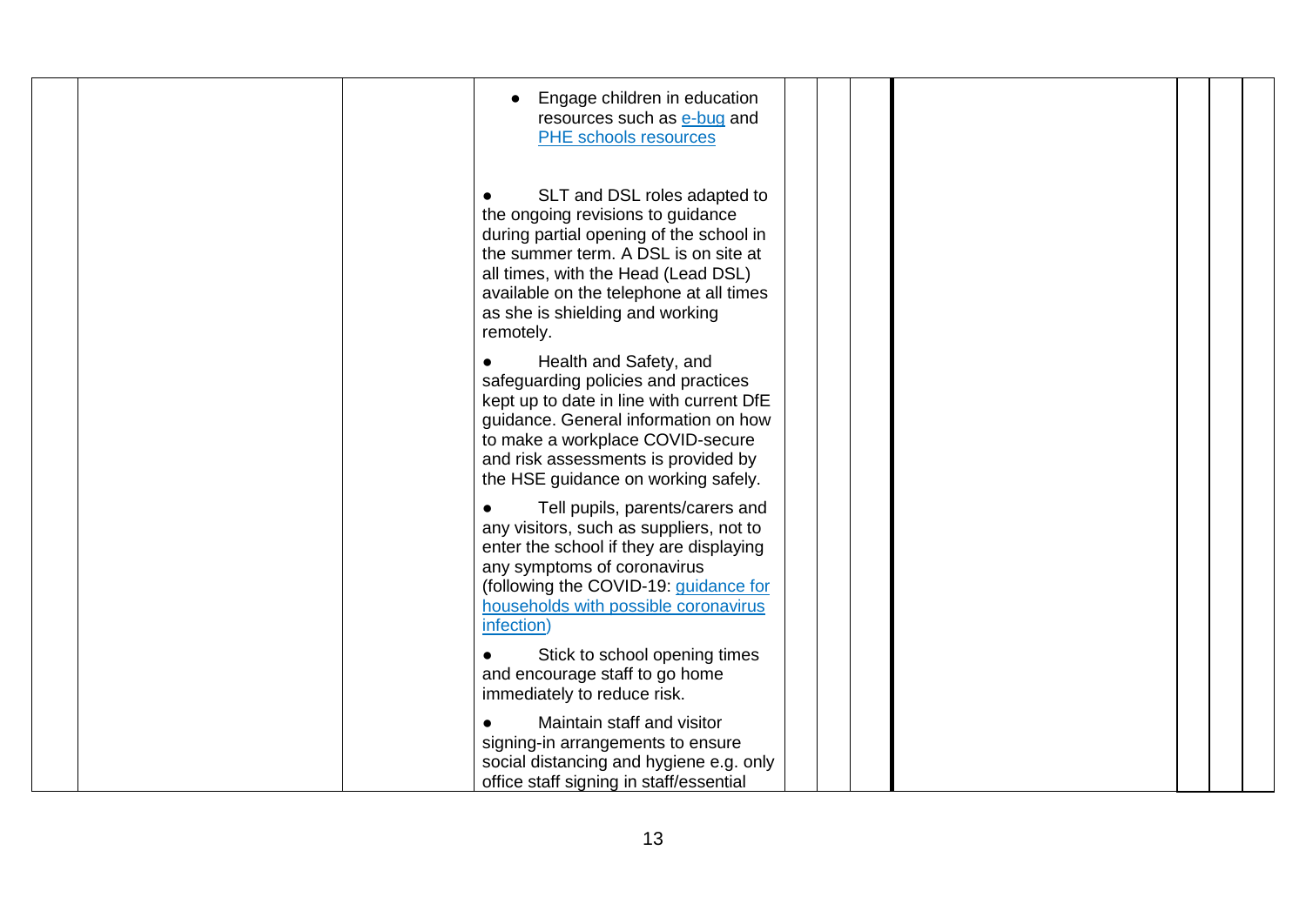|  |  |  | • Engage children in education resources such as [e-bug](#) and [PHE schools resources](#)<br><br>• SLT and DSL roles adapted to the ongoing revisions to guidance during partial opening of the school in the summer term. A DSL is on site at all times, with the Head (Lead DSL) available on the telephone at all times as she is shielding and working remotely.<br><br>• Health and Safety, and safeguarding policies and practices kept up to date in line with current DfE guidance. General information on how to make a workplace COVID-secure and risk assessments is provided by the HSE guidance on working safely.<br><br>• Tell pupils, parents/carers and any visitors, such as suppliers, not to enter the school if they are displaying any symptoms of coronavirus (following the COVID-19: [guidance for households with possible coronavirus infection](#))<br><br>• Stick to school opening times and encourage staff to go home immediately to reduce risk.<br><br>• Maintain staff and visitor signing-in arrangements to ensure social distancing and hygiene e.g. only office staff signing in staff/essential |  |  |  |  |  |  |  |
|---|---|---|---|---|---|---|---|---|---|---|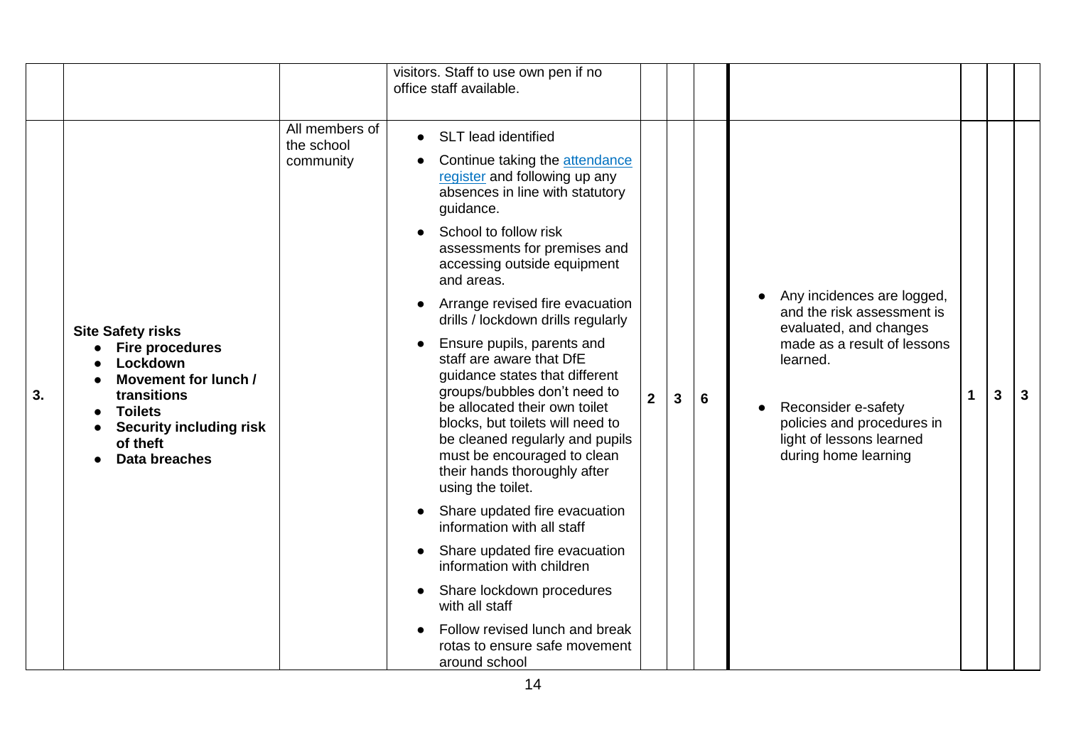| | | | | | | | | | | |
|---|---|---|---|---|---|---|---|---|---|---|
| | | | visitors. Staff to use own pen if no office staff available. | | | | | | | |
| 3. | **Site Safety risks**<br>● **Fire procedures**<br>● **Lockdown**<br>● **Movement for lunch / transitions**<br>● **Toilets**<br>● **Security including risk of theft**<br>● **Data breaches** | All members of the school community | ● SLT lead identified<br>● Continue taking the [attendance register]() and following up any absences in line with statutory guidance.<br>● School to follow risk assessments for premises and accessing outside equipment and areas.<br>● Arrange revised fire evacuation drills / lockdown drills regularly<br>● Ensure pupils, parents and staff are aware that DfE guidance states that different groups/bubbles don't need to be allocated their own toilet blocks, but toilets will need to be cleaned regularly and pupils must be encouraged to clean their hands thoroughly after using the toilet.<br>● Share updated fire evacuation information with all staff<br>● Share updated fire evacuation information with children<br>● Share lockdown procedures with all staff<br>● Follow revised lunch and break rotas to ensure safe movement around school | **2** | **3** | **6** | ● Any incidences are logged, and the risk assessment is evaluated, and changes made as a result of lessons learned.<br>● Reconsider e-safety policies and procedures in light of lessons learned during home learning | **1** | **3** | **3** |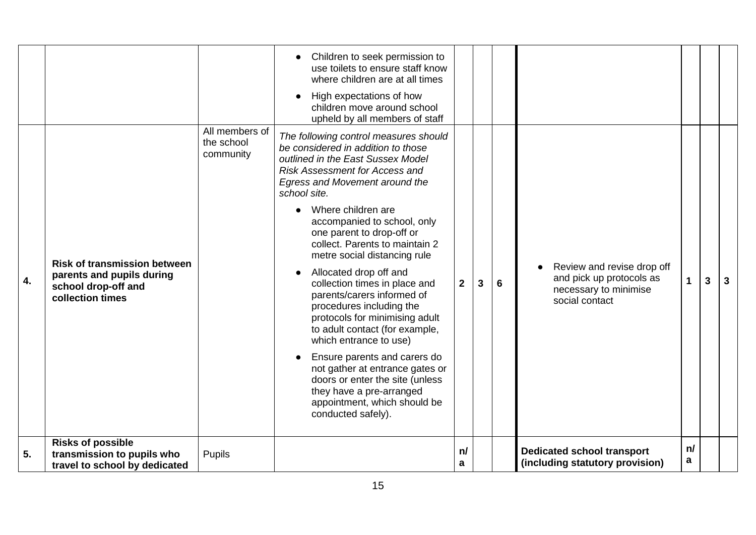| | | | | | | | | | | |
|---|---|---|---|---|---|---|---|---|---|---|
| | | | <ul><li>Children to seek permission to use toilets to ensure staff know where children are at all times</li><li>High expectations of how children move around school upheld by all members of staff</li></ul> | | | | | | | |
| **4.** | **Risk of transmission between parents and pupils during school drop-off and collection times** | All members of the school community | *The following control measures should be considered in addition to those outlined in the East Sussex Model Risk Assessment for Access and Egress and Movement around the school site.*<ul><li>Where children are accompanied to school, only one parent to drop-off or collect. Parents to maintain 2 metre social distancing rule</li><li>Allocated drop off and collection times in place and parents/carers informed of procedures including the protocols for minimising adult to adult contact (for example, which entrance to use)</li><li>Ensure parents and carers do not gather at entrance gates or doors or enter the site (unless they have a pre-arranged appointment, which should be conducted safely).</li></ul> | **2** | **3** | **6** | <ul><li>Review and revise drop off and pick up protocols as necessary to minimise social contact</li></ul> | **1** | **3** | **3** |
| **5.** | **Risks of possible transmission to pupils who travel to school by dedicated** | Pupils | | **n/a** | | | **Dedicated school transport (including statutory provision)** | **n/a** | | |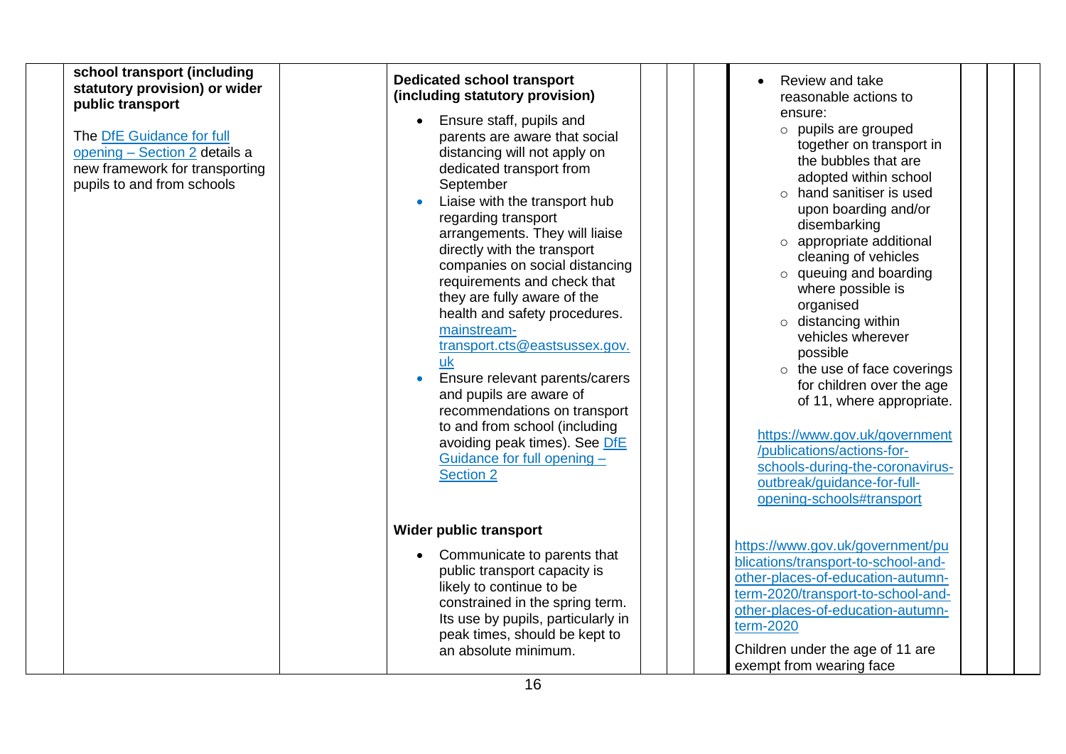| | | | | | | | | | |
|---|---|---|---|---|---|---|---|---|---|
| | **school transport (including statutory provision) or wider public transport**<br><br>The DfE Guidance for full opening – Section 2 details a new framework for transporting pupils to and from schools | | **Dedicated school transport (including statutory provision)**<br><br>• Ensure staff, pupils and parents are aware that social distancing will not apply on dedicated transport from September<br>• Liaise with the transport hub regarding transport arrangements. They will liaise directly with the transport companies on social distancing requirements and check that they are fully aware of the health and safety procedures. mainstream-transport.cts@eastsussex.gov.uk<br>• Ensure relevant parents/carers and pupils are aware of recommendations on transport to and from school (including avoiding peak times). See DfE Guidance for full opening – Section 2<br><br>**Wider public transport**<br><br>• Communicate to parents that public transport capacity is likely to continue to be constrained in the spring term. Its use by pupils, particularly in peak times, should be kept to an absolute minimum. | | | | • Review and take reasonable actions to ensure:<br>  ○ pupils are grouped together on transport in the bubbles that are adopted within school<br>  ○ hand sanitiser is used upon boarding and/or disembarking<br>  ○ appropriate additional cleaning of vehicles<br>  ○ queuing and boarding where possible is organised<br>  ○ distancing within vehicles wherever possible<br>  ○ the use of face coverings for children over the age of 11, where appropriate.<br><br>https://www.gov.uk/government/publications/actions-for-schools-during-the-coronavirus-outbreak/guidance-for-full-opening-schools#transport<br><br>https://www.gov.uk/government/publications/transport-to-school-and-other-places-of-education-autumn-term-2020/transport-to-school-and-other-places-of-education-autumn-term-2020<br><br>Children under the age of 11 are exempt from wearing face | | | |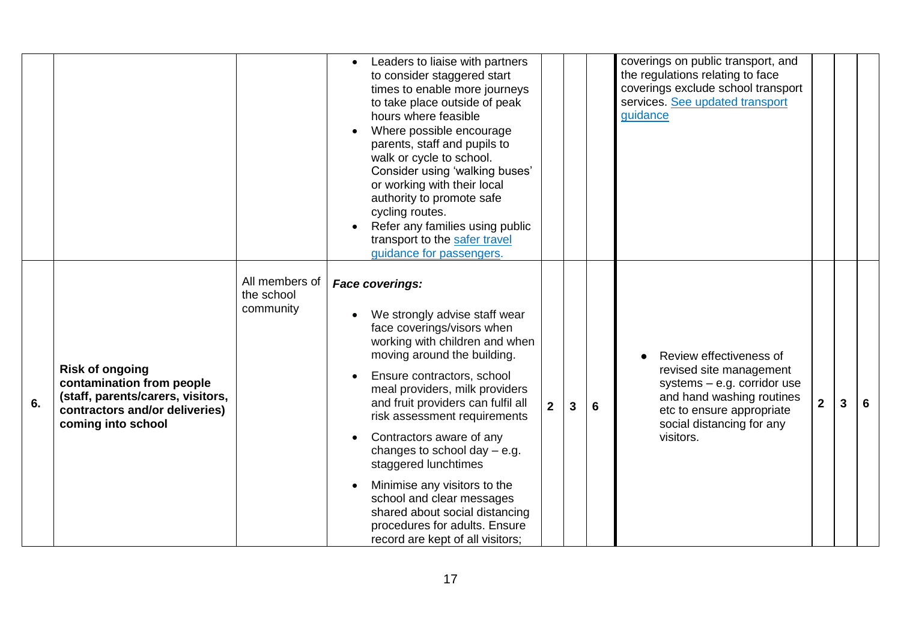| | | | | | | | | | | |
|---|---|---|---|---|---|---|---|---|---|---|
| | | | • Leaders to liaise with partners to consider staggered start times to enable more journeys to take place outside of peak hours where feasible<br>• Where possible encourage parents, staff and pupils to walk or cycle to school. Consider using 'walking buses' or working with their local authority to promote safe cycling routes.<br>• Refer any families using public transport to the safer travel guidance for passengers. | | | | coverings on public transport, and the regulations relating to face coverings exclude school transport services. See updated transport guidance | | | |
| 6. | **Risk of ongoing contamination from people (staff, parents/carers, visitors, contractors and/or deliveries) coming into school** | All members of the school community | ***Face coverings:***<br>• We strongly advise staff wear face coverings/visors when working with children and when moving around the building.<br>• Ensure contractors, school meal providers, milk providers and fruit providers can fulfil all risk assessment requirements<br>• Contractors aware of any changes to school day – e.g. staggered lunchtimes<br>• Minimise any visitors to the school and clear messages shared about social distancing procedures for adults. Ensure record are kept of all visitors; | **2** | **3** | **6** | • Review effectiveness of revised site management systems – e.g. corridor use and hand washing routines etc to ensure appropriate social distancing for any visitors. | **2** | **3** | **6** |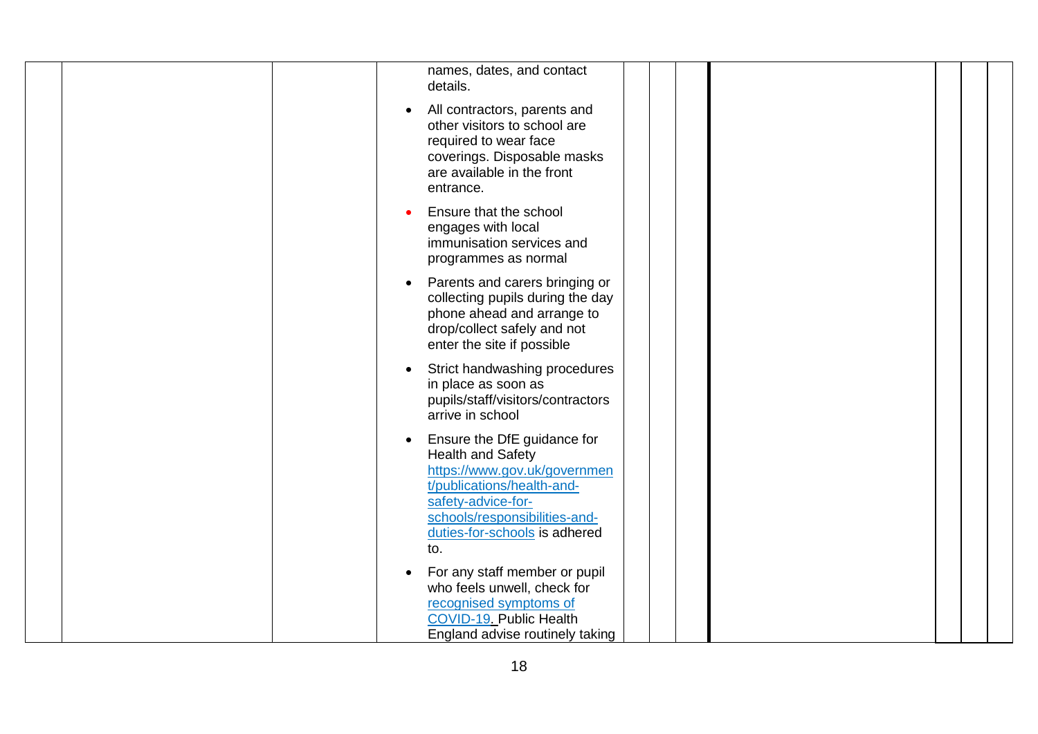|  |  |  | names, dates, and contact details.<br><br>• All contractors, parents and other visitors to school are required to wear face coverings. Disposable masks are available in the front entrance.<br><br>• Ensure that the school engages with local immunisation services and programmes as normal<br><br>• Parents and carers bringing or collecting pupils during the day phone ahead and arrange to drop/collect safely and not enter the site if possible<br><br>• Strict handwashing procedures in place as soon as pupils/staff/visitors/contractors arrive in school<br><br>• Ensure the DfE guidance for Health and Safety [https://www.gov.uk/government/publications/health-and-safety-advice-for-schools/responsibilities-and-duties-for-schools](https://www.gov.uk/government/publications/health-and-safety-advice-for-schools/responsibilities-and-duties-for-schools) is adhered to.<br><br>• For any staff member or pupil who feels unwell, check for recognised symptoms of COVID-19. Public Health England advise routinely taking |  |  |  |  |  |  |  |
|---|---|---|---|---|---|---|---|---|---|---|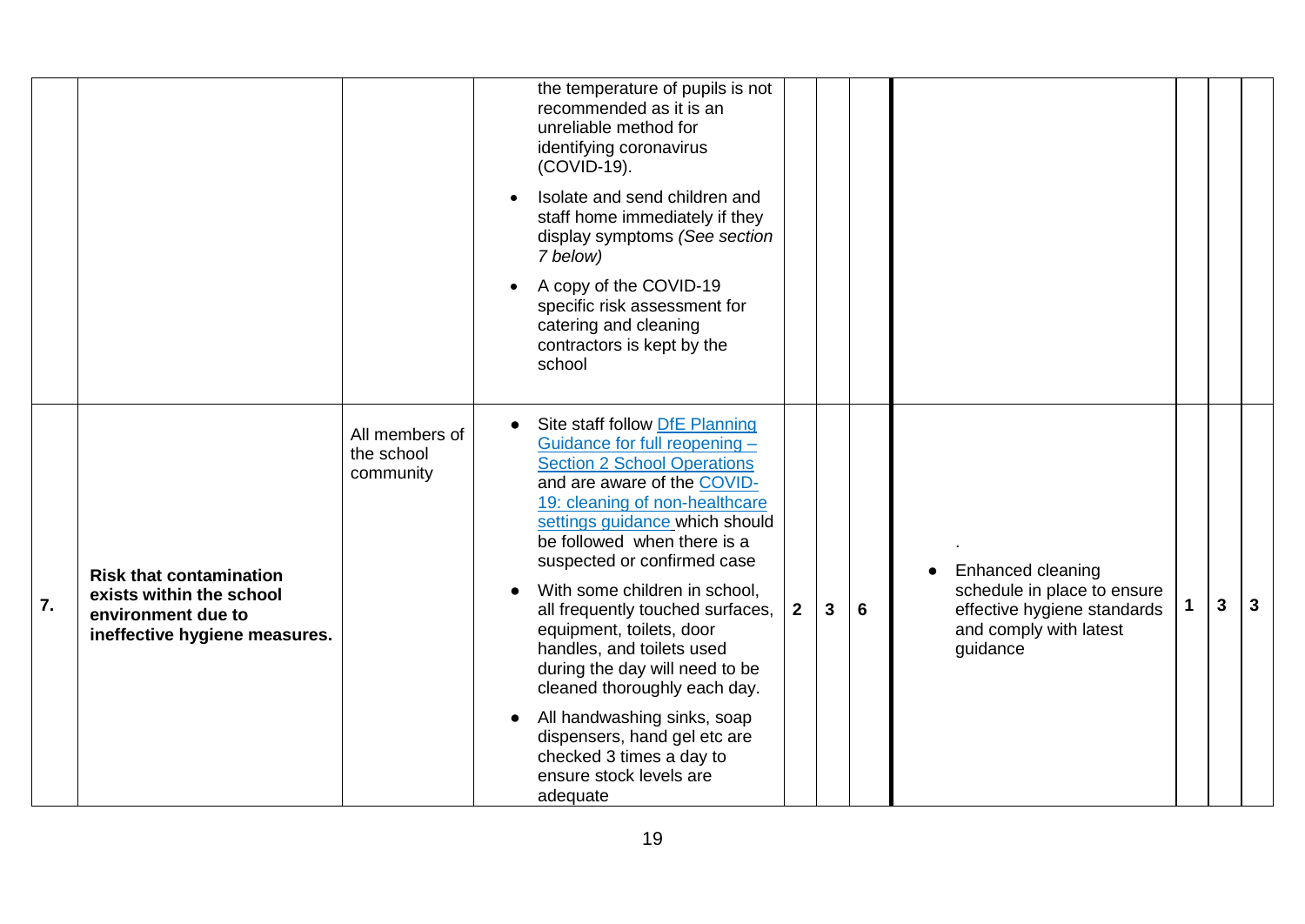|  |  |  |  |  |  |  |  |  |  |  |
|---|---|---|---|---|---|---|---|---|---|---|
|  |  |  | the temperature of pupils is not recommended as it is an unreliable method for identifying coronavirus (COVID-19).<br>• Isolate and send children and staff home immediately if they display symptoms *(See section 7 below)*<br>• A copy of the COVID-19 specific risk assessment for catering and cleaning contractors is kept by the school |  |  |  |  |  |  |  |
| **7.** | **Risk that contamination exists within the school environment due to ineffective hygiene measures.** | All members of the school community | • Site staff follow [DfE Planning Guidance for full reopening – Section 2 School Operations]() and are aware of the [COVID-19: cleaning of non-healthcare settings guidance]() which should be followed when there is a suspected or confirmed case<br>• With some children in school, all frequently touched surfaces, equipment, toilets, door handles, and toilets used during the day will need to be cleaned thoroughly each day.<br>• All handwashing sinks, soap dispensers, hand gel etc are checked 3 times a day to ensure stock levels are adequate | **2** | **3** | **6** | .<br>• Enhanced cleaning schedule in place to ensure effective hygiene standards and comply with latest guidance | **1** | **3** | **3** |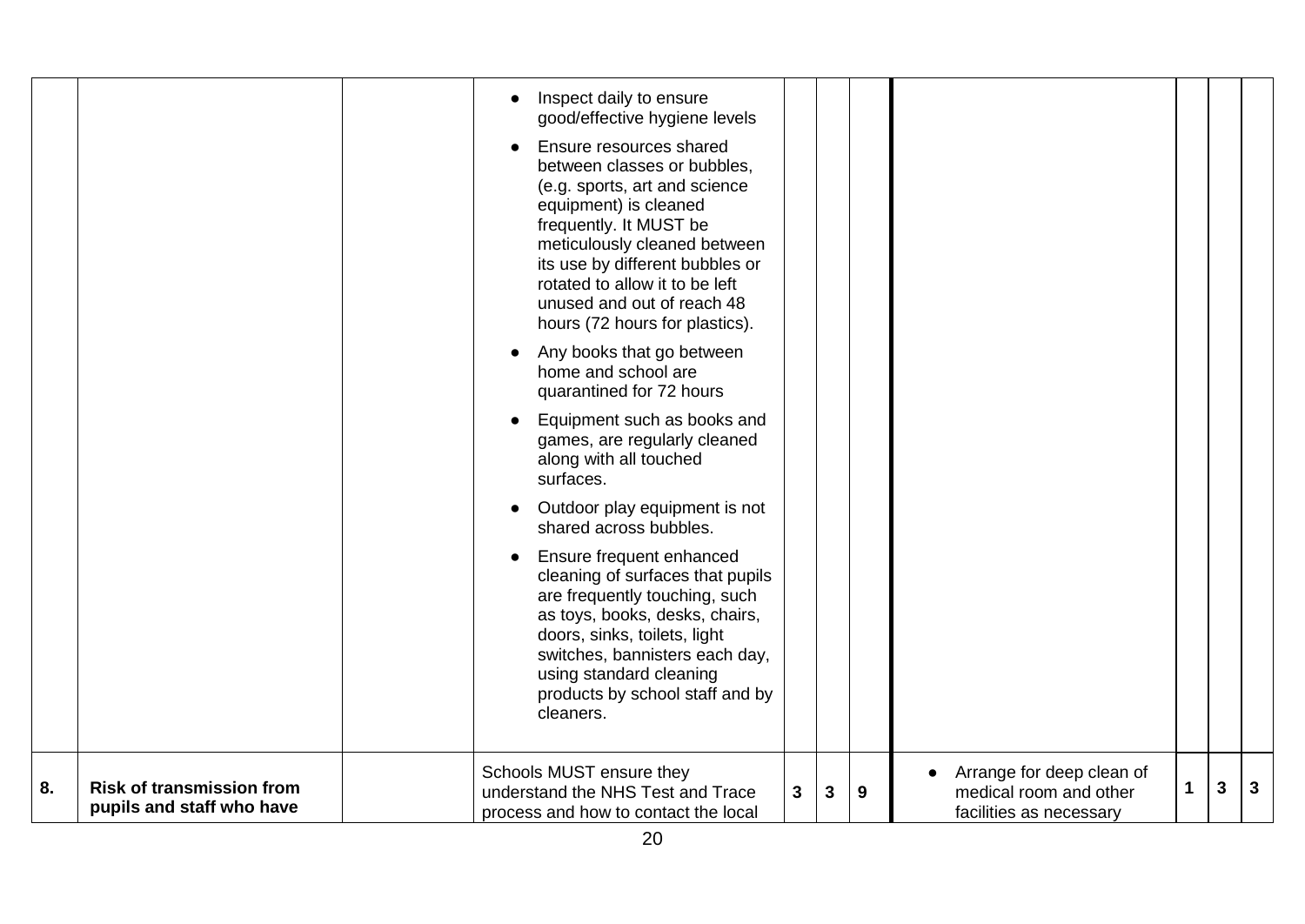| | | | | | | | | | | |
|---|---|---|---|---|---|---|---|---|---|---|
| | | | • Inspect daily to ensure good/effective hygiene levels<br>• Ensure resources shared between classes or bubbles, (e.g. sports, art and science equipment) is cleaned frequently. It MUST be meticulously cleaned between its use by different bubbles or rotated to allow it to be left unused and out of reach 48 hours (72 hours for plastics).<br>• Any books that go between home and school are quarantined for 72 hours<br>• Equipment such as books and games, are regularly cleaned along with all touched surfaces.<br>• Outdoor play equipment is not shared across bubbles.<br>• Ensure frequent enhanced cleaning of surfaces that pupils are frequently touching, such as toys, books, desks, chairs, doors, sinks, toilets, light switches, bannisters each day, using standard cleaning products by school staff and by cleaners. | | | | | | | |
| **8.** | **Risk of transmission from pupils and staff who have** | | Schools MUST ensure they understand the NHS Test and Trace process and how to contact the local | **3** | **3** | **9** | • Arrange for deep clean of medical room and other facilities as necessary | **1** | **3** | **3** |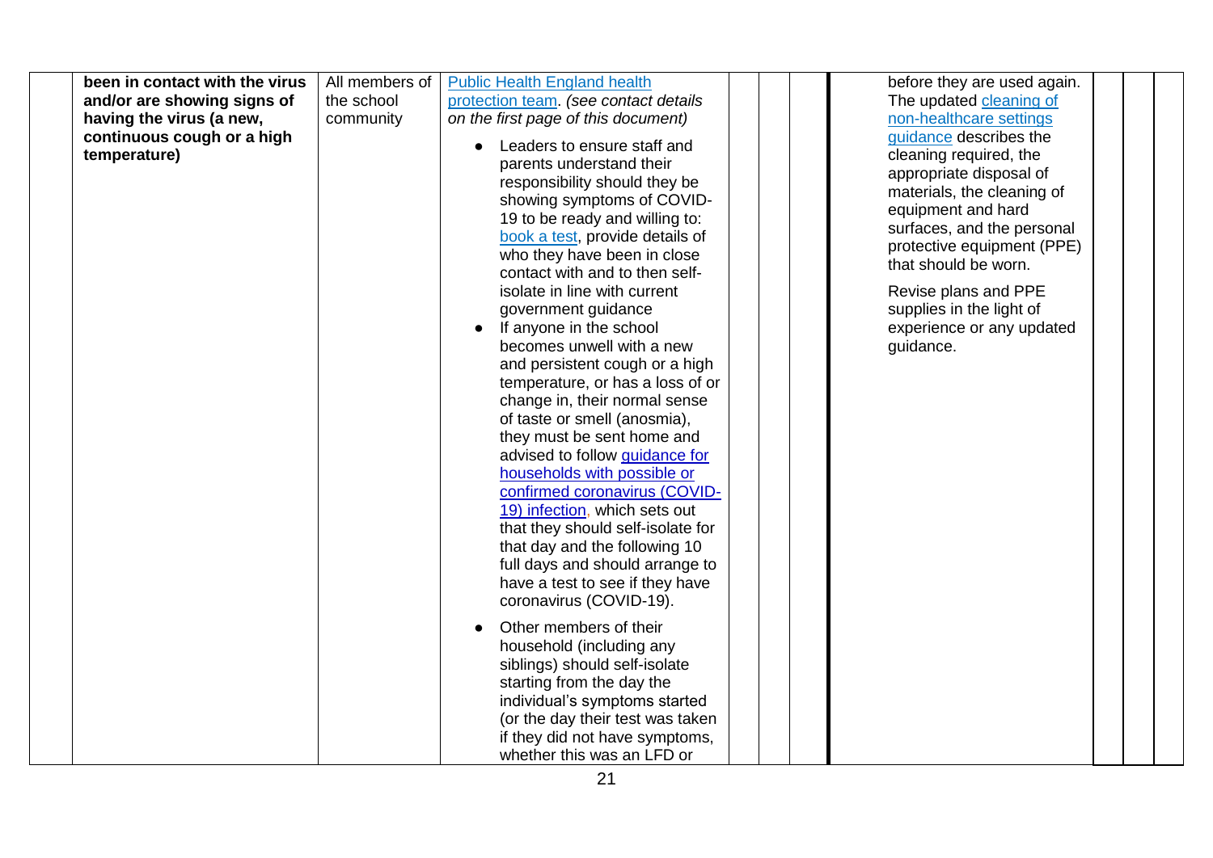| | | | | | | | | | | |
|---|---|---|---|---|---|---|---|---|---|---|
| | **been in contact with the virus and/or are showing signs of having the virus (a new, continuous cough or a high temperature)** | All members of the school community | Public Health England health protection team. *(see contact details on the first page of this document)*<br><br>• Leaders to ensure staff and parents understand their responsibility should they be showing symptoms of COVID-19 to be ready and willing to: book a test, provide details of who they have been in close contact with and to then self-isolate in line with current government guidance<br>• If anyone in the school becomes unwell with a new and persistent cough or a high temperature, or has a loss of or change in, their normal sense of taste or smell (anosmia), they must be sent home and advised to follow guidance for households with possible or confirmed coronavirus (COVID-19) infection, which sets out that they should self-isolate for that day and the following 10 full days and should arrange to have a test to see if they have coronavirus (COVID-19).<br><br>• Other members of their household (including any siblings) should self-isolate starting from the day the individual's symptoms started (or the day their test was taken if they did not have symptoms, whether this was an LFD or | | | | before they are used again. The updated cleaning of non-healthcare settings guidance describes the cleaning required, the appropriate disposal of materials, the cleaning of equipment and hard surfaces, and the personal protective equipment (PPE) that should be worn.<br><br>Revise plans and PPE supplies in the light of experience or any updated guidance. | | | |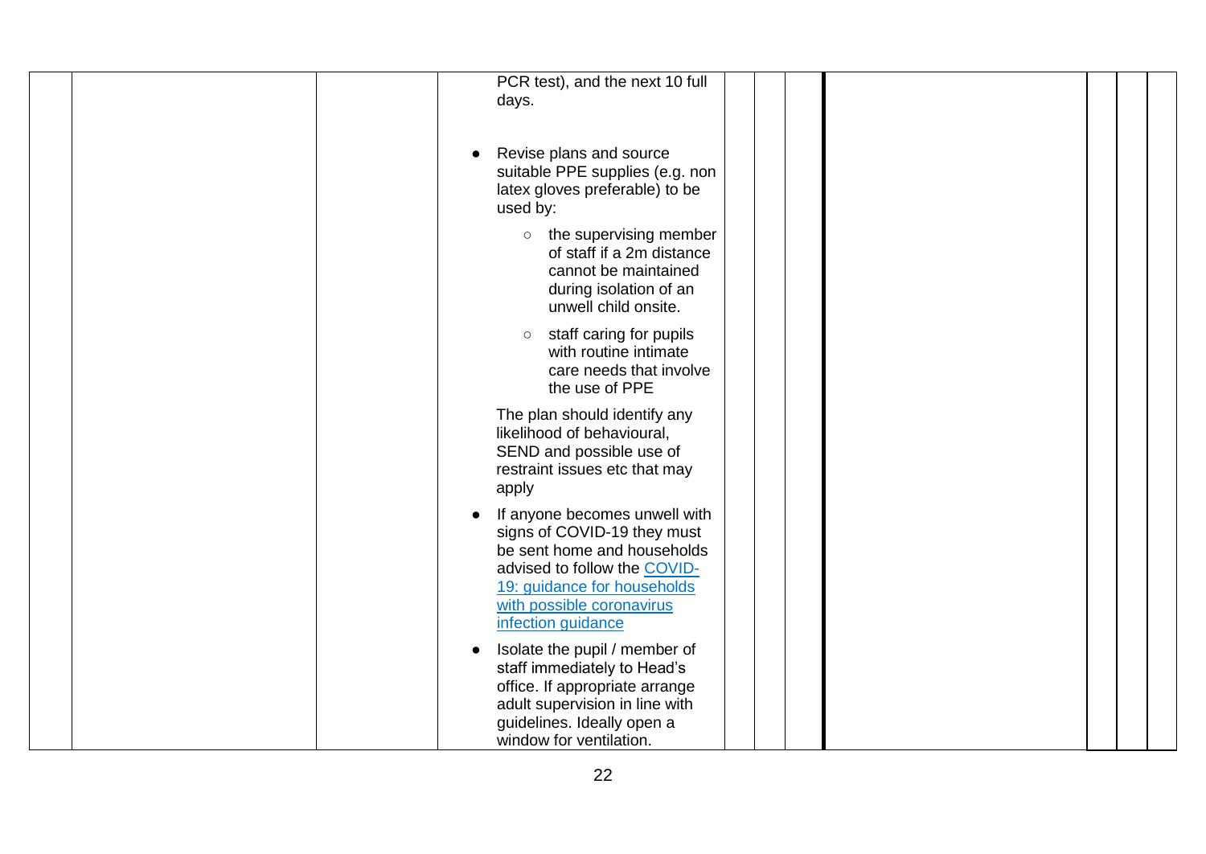| | | | | | | | | | | |
|---|---|---|---|---|---|---|---|---|---|---|
| | | | PCR test), and the next 10 full days.<br><br>● Revise plans and source suitable PPE supplies (e.g. non latex gloves preferable) to be used by:<br>○ the supervising member of staff if a 2m distance cannot be maintained during isolation of an unwell child onsite.<br>○ staff caring for pupils with routine intimate care needs that involve the use of PPE<br>The plan should identify any likelihood of behavioural, SEND and possible use of restraint issues etc that may apply<br>● If anyone becomes unwell with signs of COVID-19 they must be sent home and households advised to follow the [COVID-19: guidance for households with possible coronavirus infection guidance]<br>● Isolate the pupil / member of staff immediately to Head's office. If appropriate arrange adult supervision in line with guidelines. Ideally open a window for ventilation. | | | | | | | |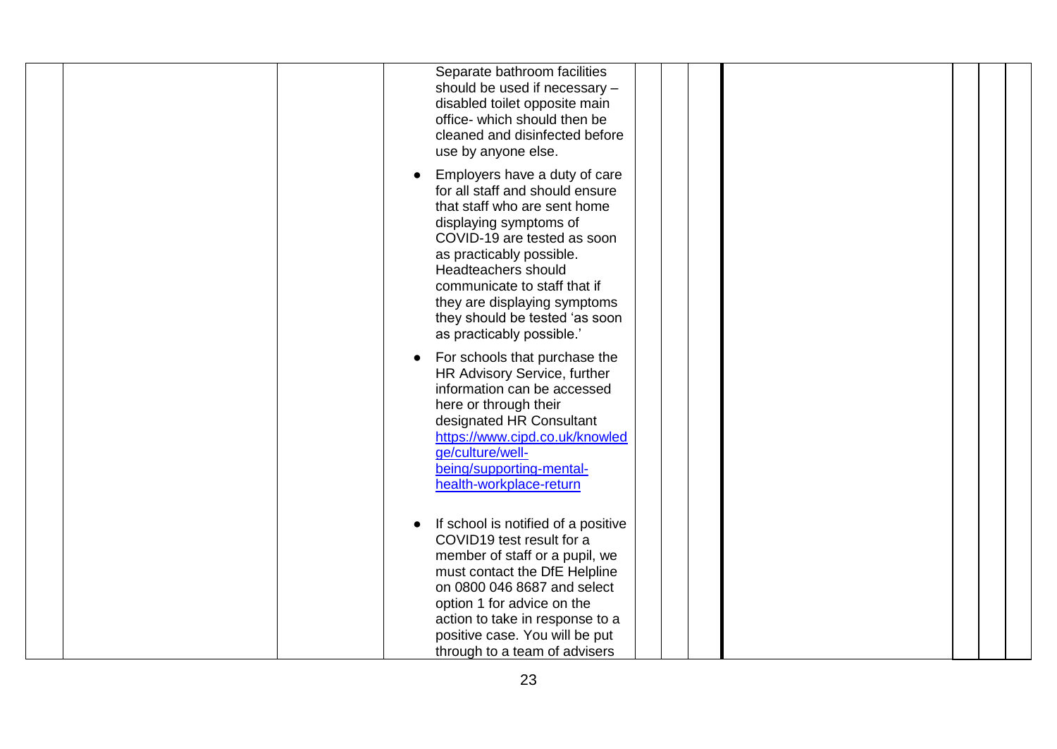|  |  |  | Separate bathroom facilities should be used if necessary – disabled toilet opposite main office- which should then be cleaned and disinfected before use by anyone else.<br><br>● Employers have a duty of care for all staff and should ensure that staff who are sent home displaying symptoms of COVID-19 are tested as soon as practicably possible. Headteachers should communicate to staff that if they are displaying symptoms they should be tested 'as soon as practicably possible.'<br><br>● For schools that purchase the HR Advisory Service, further information can be accessed here or through their designated HR Consultant [https://www.cipd.co.uk/knowledge/culture/well-being/supporting-mental-health-workplace-return](https://www.cipd.co.uk/knowledge/culture/well-being/supporting-mental-health-workplace-return)<br><br>● If school is notified of a positive COVID19 test result for a member of staff or a pupil, we must contact the DfE Helpline on 0800 046 8687 and select option 1 for advice on the action to take in response to a positive case. You will be put through to a team of advisers |  |  |  |  |  |  |
|---|---|---|---|---|---|---|---|---|---|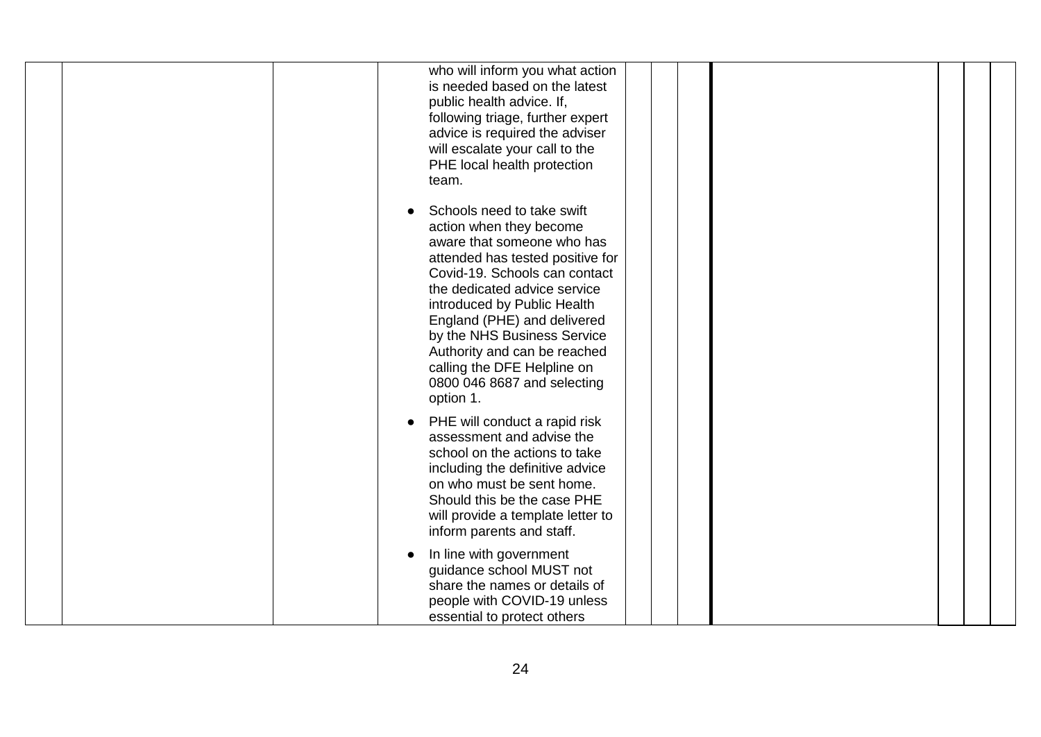|  |  |  | who will inform you what action is needed based on the latest public health advice. If, following triage, further expert advice is required the adviser will escalate your call to the PHE local health protection team.<br><br>● Schools need to take swift action when they become aware that someone who has attended has tested positive for Covid-19. Schools can contact the dedicated advice service introduced by Public Health England (PHE) and delivered by the NHS Business Service Authority and can be reached calling the DFE Helpline on 0800 046 8687 and selecting option 1.<br><br>● PHE will conduct a rapid risk assessment and advise the school on the actions to take including the definitive advice on who must be sent home. Should this be the case PHE will provide a template letter to inform parents and staff.<br><br>● In line with government guidance school MUST not share the names or details of people with COVID-19 unless essential to protect others |  |  |  |  |  |  |  |
|---|---|---|---|---|---|---|---|---|---|---|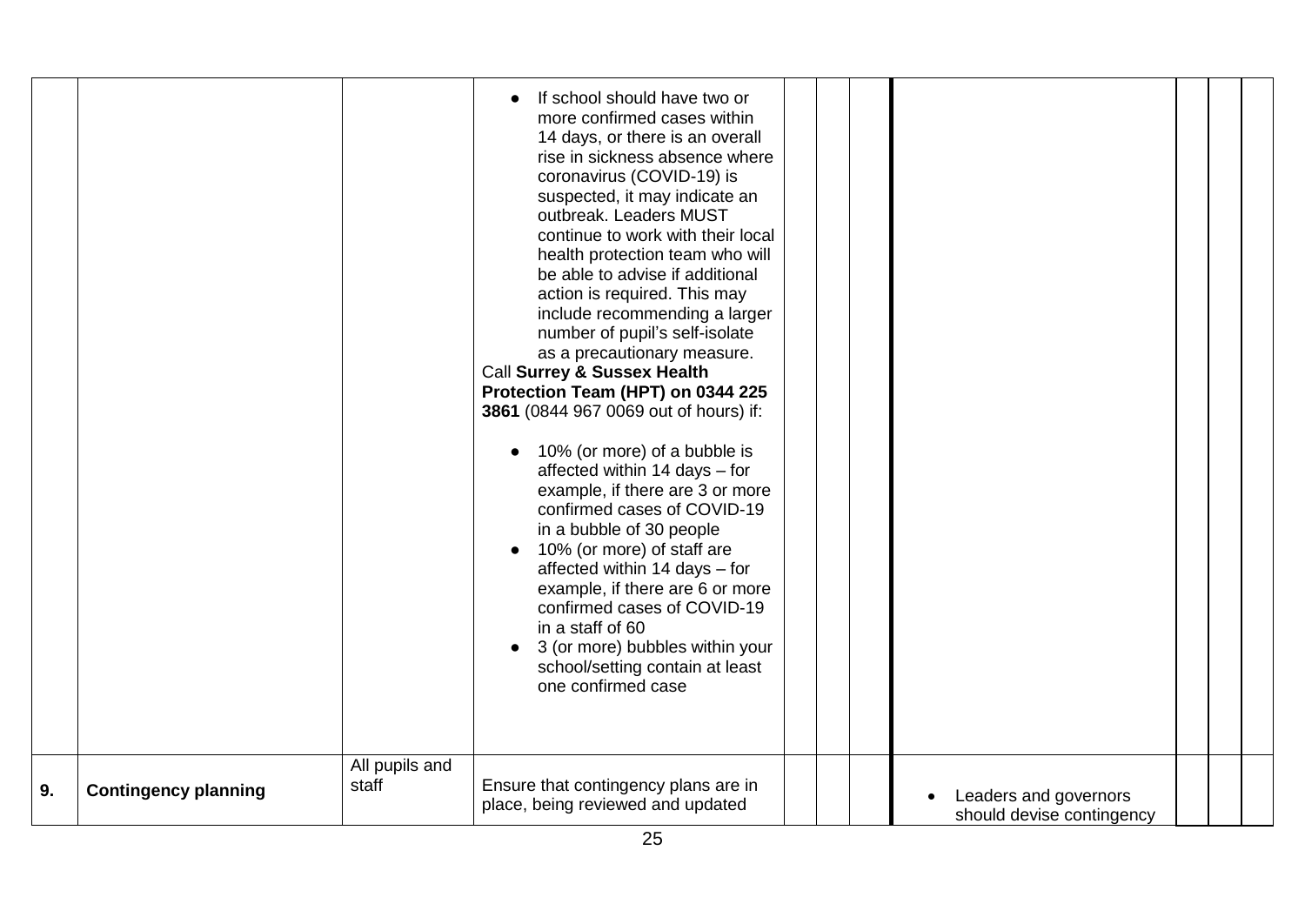| | | | | | | | | | | |
|---|---|---|---|---|---|---|---|---|---|---|
| | | | <ul><li>If school should have two or more confirmed cases within 14 days, or there is an overall rise in sickness absence where coronavirus (COVID-19) is suspected, it may indicate an outbreak. Leaders MUST continue to work with their local health protection team who will be able to advise if additional action is required. This may include recommending a larger number of pupil's self-isolate as a precautionary measure.</li></ul>Call **Surrey & Sussex Health Protection Team (HPT) on 0344 225 3861** (0844 967 0069 out of hours) if:<ul><li>10% (or more) of a bubble is affected within 14 days – for example, if there are 3 or more confirmed cases of COVID-19 in a bubble of 30 people</li><li>10% (or more) of staff are affected within 14 days – for example, if there are 6 or more confirmed cases of COVID-19 in a staff of 60</li><li>3 (or more) bubbles within your school/setting contain at least one confirmed case</li></ul> | | | | | | | |
| **9.** | **Contingency planning** | All pupils and staff | Ensure that contingency plans are in place, being reviewed and updated | | | | <ul><li>Leaders and governors should devise contingency</li></ul> | | | |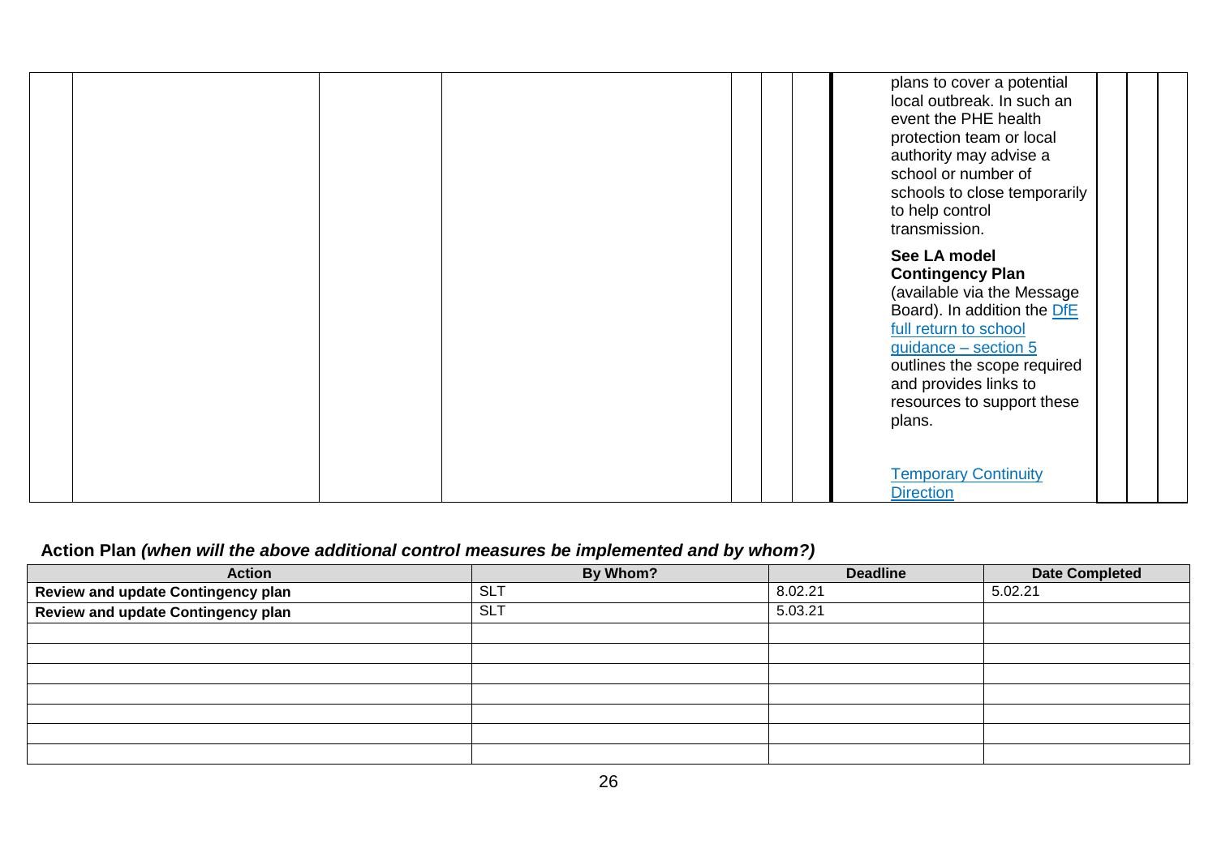| | | | | | | | | | | |
|---|---|---|---|---|---|---|---|---|---|---|
| | | | | | | | plans to cover a potential local outbreak. In such an event the PHE health protection team or local authority may advise a school or number of schools to close temporarily to help control transmission.<br><br>**See LA model Contingency Plan** (available via the Message Board). In addition the DfE full return to school guidance – section 5 outlines the scope required and provides links to resources to support these plans.<br><br>Temporary Continuity Direction | | | |

**Action Plan** ***(when will the above additional control measures be implemented and by whom?)***

| Action | By Whom? | Deadline | Date Completed |
|---|---|---|---|
| **Review and update Contingency plan** | SLT | 8.02.21 | 5.02.21 |
| **Review and update Contingency plan** | SLT | 5.03.21 | |
| | | | |
| | | | |
| | | | |
| | | | |
| | | | |
| | | | |
| | | | |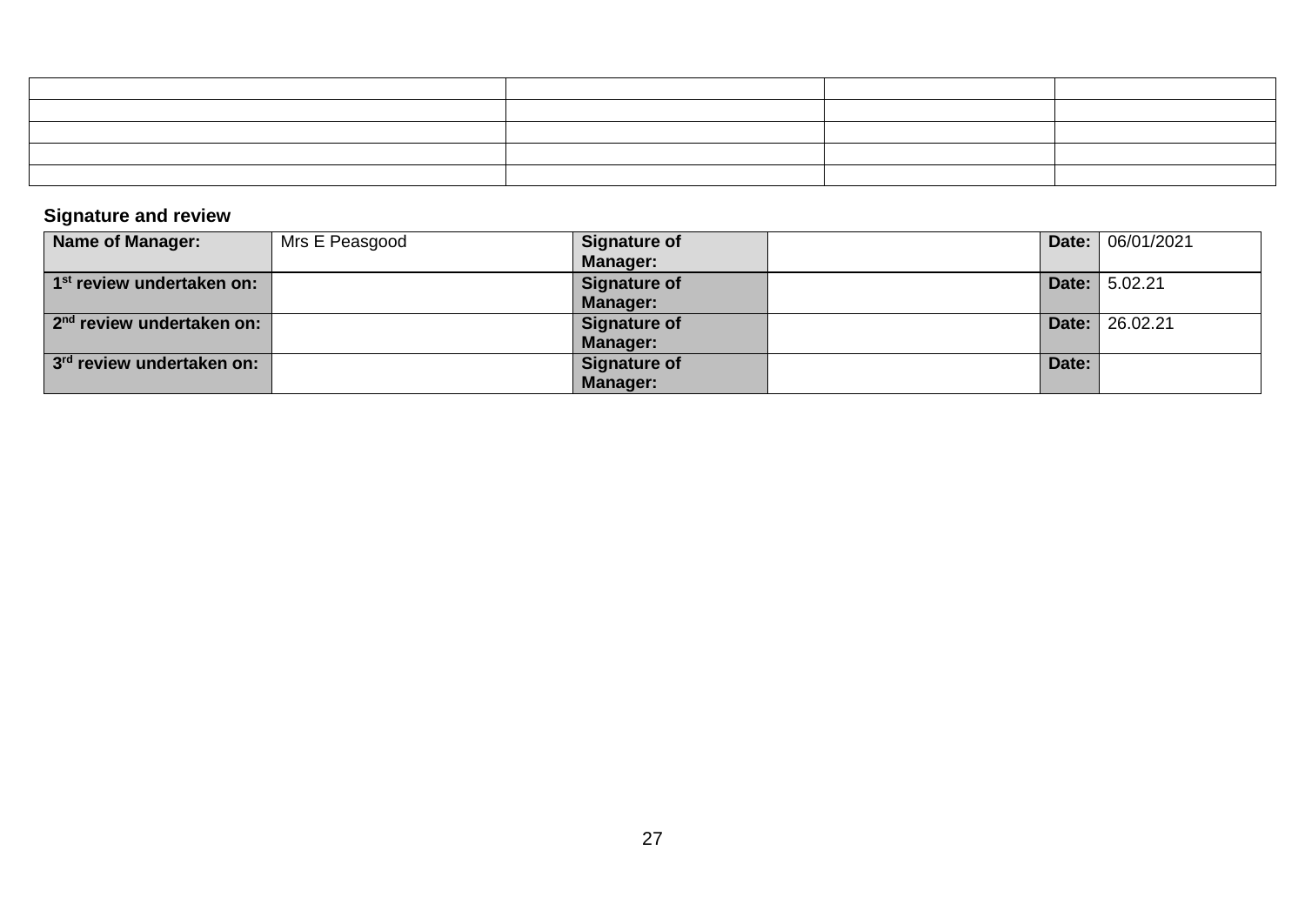| | | | |
|---|---|---|---|
| | | | |
| | | | |
| | | | |
| | | | |
| | | | |

**Signature and review**

| | | | | | |
|---|---|---|---|---|---|
| **Name of Manager:** | Mrs E Peasgood | **Signature of Manager:** | | **Date:** | 06/01/2021 |
| **1st review undertaken on:** | | **Signature of Manager:** | | **Date:** | 5.02.21 |
| **2nd review undertaken on:** | | **Signature of Manager:** | | **Date:** | 26.02.21 |
| **3rd review undertaken on:** | | **Signature of Manager:** | | **Date:** | |